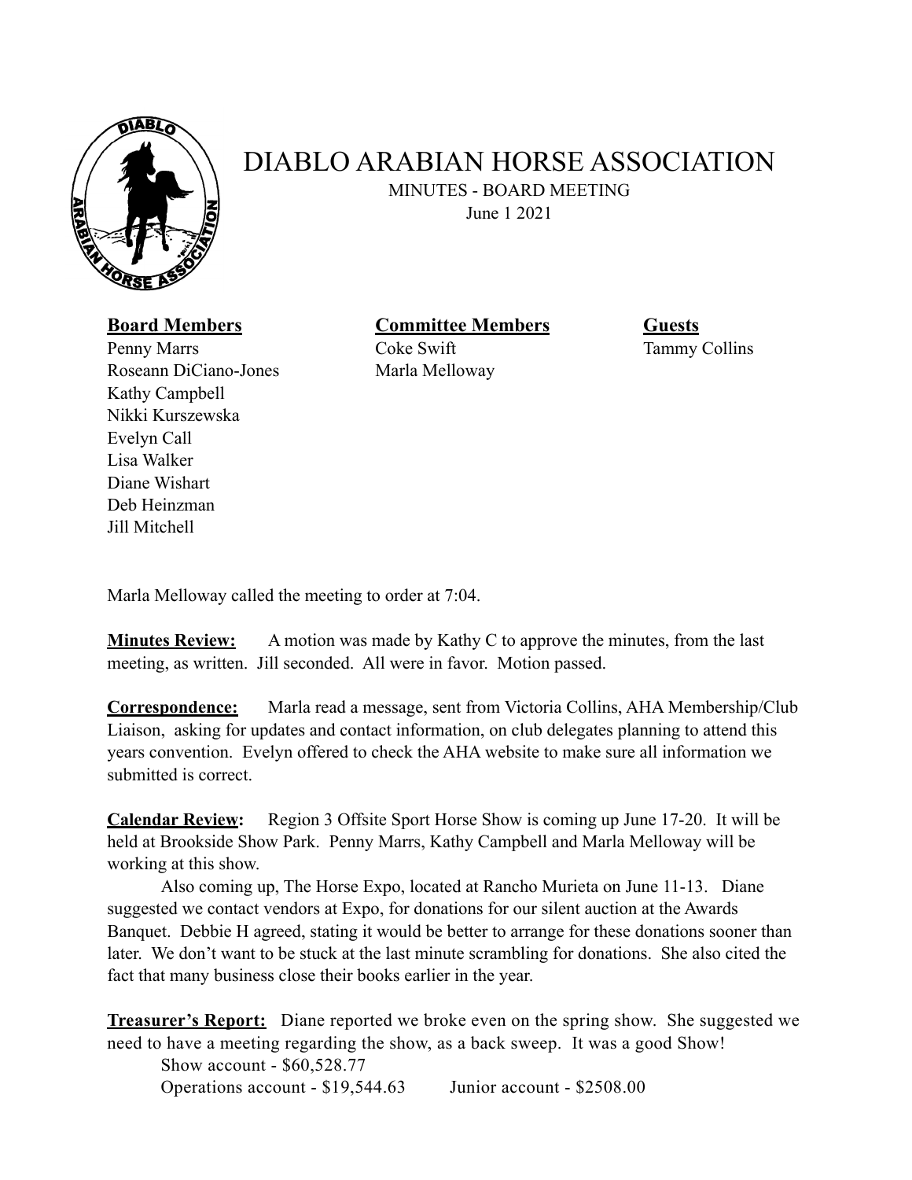# DIABLO ARABIAN HORSE ASSOCIATION

MINUTES - BOARD MEETING

June 1 2021

| **Board Members** | **Committee Members** | **Guests** |
|---|---|---|
| Penny Marrs | Coke Swift | Tammy Collins |
| Roseann DiCiano-Jones | Marla Melloway | |
| Kathy Campbell | | |
| Nikki Kurszewska | | |
| Evelyn Call | | |
| Lisa Walker | | |
| Diane Wishart | | |
| Deb Heinzman | | |
| Jill Mitchell | | |

Marla Melloway called the meeting to order at 7:04.

**Minutes Review:** A motion was made by Kathy C to approve the minutes, from the last meeting, as written. Jill seconded. All were in favor. Motion passed.

**Correspondence:** Marla read a message, sent from Victoria Collins, AHA Membership/Club Liaison, asking for updates and contact information, on club delegates planning to attend this years convention. Evelyn offered to check the AHA website to make sure all information we submitted is correct.

**Calendar Review:** Region 3 Offsite Sport Horse Show is coming up June 17-20. It will be held at Brookside Show Park. Penny Marrs, Kathy Campbell and Marla Melloway will be working at this show.

Also coming up, The Horse Expo, located at Rancho Murieta on June 11-13. Diane suggested we contact vendors at Expo, for donations for our silent auction at the Awards Banquet. Debbie H agreed, stating it would be better to arrange for these donations sooner than later. We don't want to be stuck at the last minute scrambling for donations. She also cited the fact that many business close their books earlier in the year.

**Treasurer's Report:** Diane reported we broke even on the spring show. She suggested we need to have a meeting regarding the show, as a back sweep. It was a good Show!

Show account - $60,528.77

Operations account - $19,544.63 Junior account - $2508.00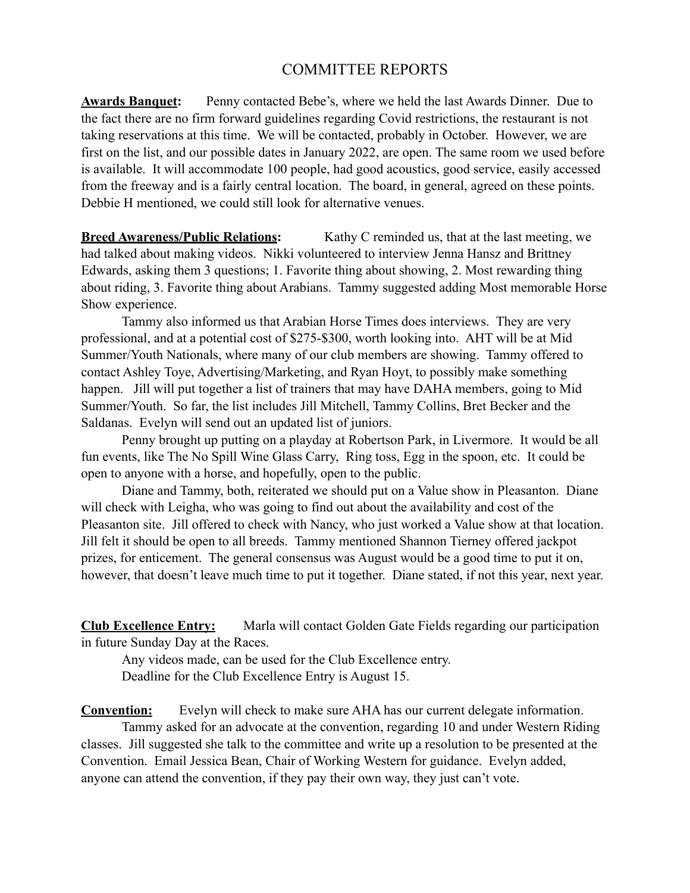# COMMITTEE REPORTS

**Awards Banquet:** Penny contacted Bebe's, where we held the last Awards Dinner. Due to the fact there are no firm forward guidelines regarding Covid restrictions, the restaurant is not taking reservations at this time. We will be contacted, probably in October. However, we are first on the list, and our possible dates in January 2022, are open. The same room we used before is available. It will accommodate 100 people, had good acoustics, good service, easily accessed from the freeway and is a fairly central location. The board, in general, agreed on these points. Debbie H mentioned, we could still look for alternative venues.

**Breed Awareness/Public Relations:** Kathy C reminded us, that at the last meeting, we had talked about making videos. Nikki volunteered to interview Jenna Hansz and Brittney Edwards, asking them 3 questions; 1. Favorite thing about showing, 2. Most rewarding thing about riding, 3. Favorite thing about Arabians. Tammy suggested adding Most memorable Horse Show experience.

Tammy also informed us that Arabian Horse Times does interviews. They are very professional, and at a potential cost of $275-$300, worth looking into. AHT will be at Mid Summer/Youth Nationals, where many of our club members are showing. Tammy offered to contact Ashley Toye, Advertising/Marketing, and Ryan Hoyt, to possibly make something happen. Jill will put together a list of trainers that may have DAHA members, going to Mid Summer/Youth. So far, the list includes Jill Mitchell, Tammy Collins, Bret Becker and the Saldanas. Evelyn will send out an updated list of juniors.

Penny brought up putting on a playday at Robertson Park, in Livermore. It would be all fun events, like The No Spill Wine Glass Carry, Ring toss, Egg in the spoon, etc. It could be open to anyone with a horse, and hopefully, open to the public.

Diane and Tammy, both, reiterated we should put on a Value show in Pleasanton. Diane will check with Leigha, who was going to find out about the availability and cost of the Pleasanton site. Jill offered to check with Nancy, who just worked a Value show at that location. Jill felt it should be open to all breeds. Tammy mentioned Shannon Tierney offered jackpot prizes, for enticement. The general consensus was August would be a good time to put it on, however, that doesn't leave much time to put it together. Diane stated, if not this year, next year.

**Club Excellence Entry:** Marla will contact Golden Gate Fields regarding our participation in future Sunday Day at the Races.

Any videos made, can be used for the Club Excellence entry.

Deadline for the Club Excellence Entry is August 15.

**Convention:** Evelyn will check to make sure AHA has our current delegate information.

Tammy asked for an advocate at the convention, regarding 10 and under Western Riding classes. Jill suggested she talk to the committee and write up a resolution to be presented at the Convention. Email Jessica Bean, Chair of Working Western for guidance. Evelyn added, anyone can attend the convention, if they pay their own way, they just can't vote.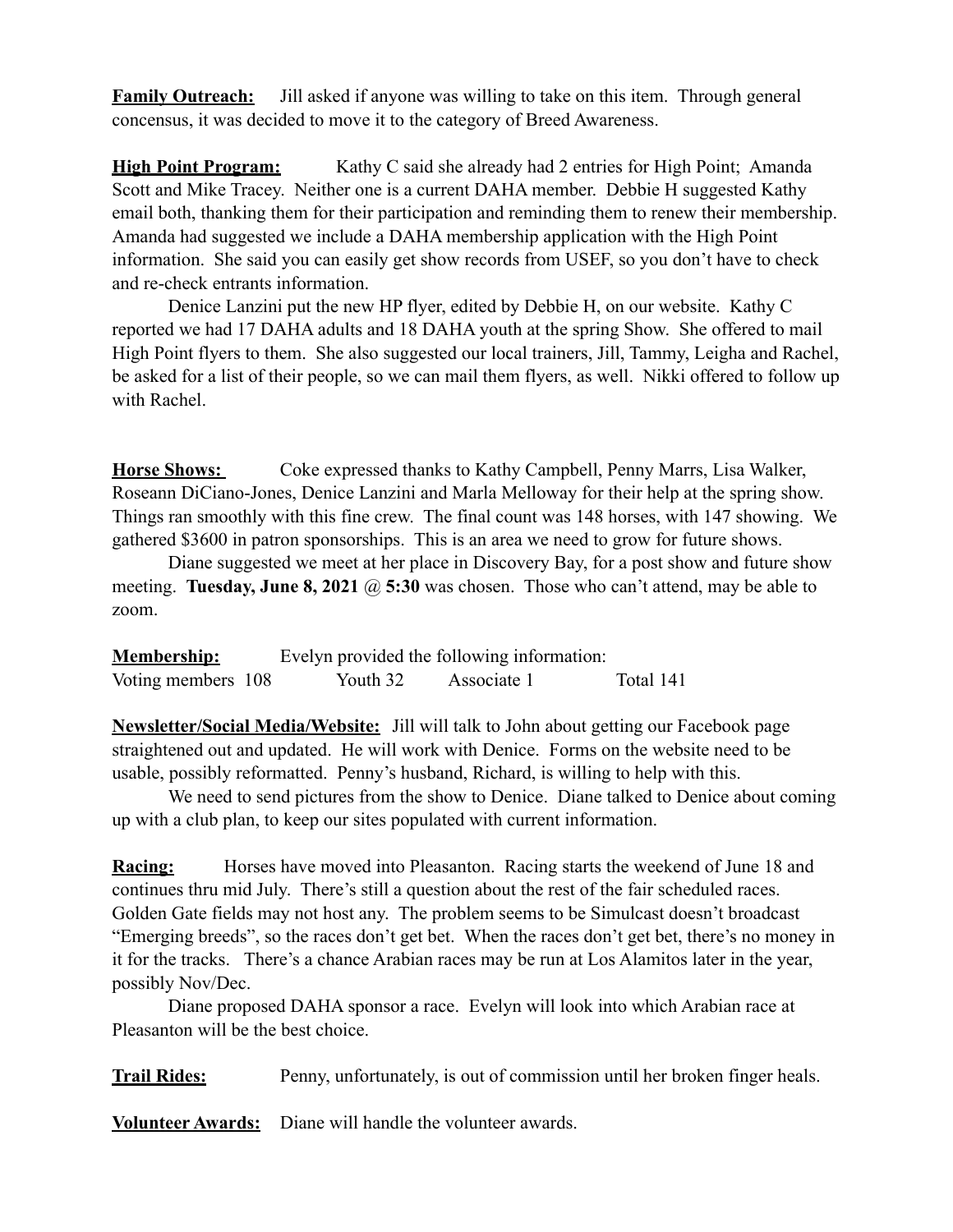**Family Outreach:** Jill asked if anyone was willing to take on this item. Through general concensus, it was decided to move it to the category of Breed Awareness.

**High Point Program:** Kathy C said she already had 2 entries for High Point; Amanda Scott and Mike Tracey. Neither one is a current DAHA member. Debbie H suggested Kathy email both, thanking them for their participation and reminding them to renew their membership. Amanda had suggested we include a DAHA membership application with the High Point information. She said you can easily get show records from USEF, so you don't have to check and re-check entrants information.

Denice Lanzini put the new HP flyer, edited by Debbie H, on our website. Kathy C reported we had 17 DAHA adults and 18 DAHA youth at the spring Show. She offered to mail High Point flyers to them. She also suggested our local trainers, Jill, Tammy, Leigha and Rachel, be asked for a list of their people, so we can mail them flyers, as well. Nikki offered to follow up with Rachel.

**Horse Shows:** Coke expressed thanks to Kathy Campbell, Penny Marrs, Lisa Walker, Roseann DiCiano-Jones, Denice Lanzini and Marla Melloway for their help at the spring show. Things ran smoothly with this fine crew. The final count was 148 horses, with 147 showing. We gathered $3600 in patron sponsorships. This is an area we need to grow for future shows.

Diane suggested we meet at her place in Discovery Bay, for a post show and future show meeting. **Tuesday, June 8, 2021 @ 5:30** was chosen. Those who can't attend, may be able to zoom.

**Membership:** Evelyn provided the following information:
Voting members 108 Youth 32 Associate 1 Total 141

**Newsletter/Social Media/Website:** Jill will talk to John about getting our Facebook page straightened out and updated. He will work with Denice. Forms on the website need to be usable, possibly reformatted. Penny's husband, Richard, is willing to help with this.

We need to send pictures from the show to Denice. Diane talked to Denice about coming up with a club plan, to keep our sites populated with current information.

**Racing:** Horses have moved into Pleasanton. Racing starts the weekend of June 18 and continues thru mid July. There's still a question about the rest of the fair scheduled races. Golden Gate fields may not host any. The problem seems to be Simulcast doesn't broadcast "Emerging breeds", so the races don't get bet. When the races don't get bet, there's no money in it for the tracks. There's a chance Arabian races may be run at Los Alamitos later in the year, possibly Nov/Dec.

Diane proposed DAHA sponsor a race. Evelyn will look into which Arabian race at Pleasanton will be the best choice.

**Trail Rides:** Penny, unfortunately, is out of commission until her broken finger heals.

**Volunteer Awards:** Diane will handle the volunteer awards.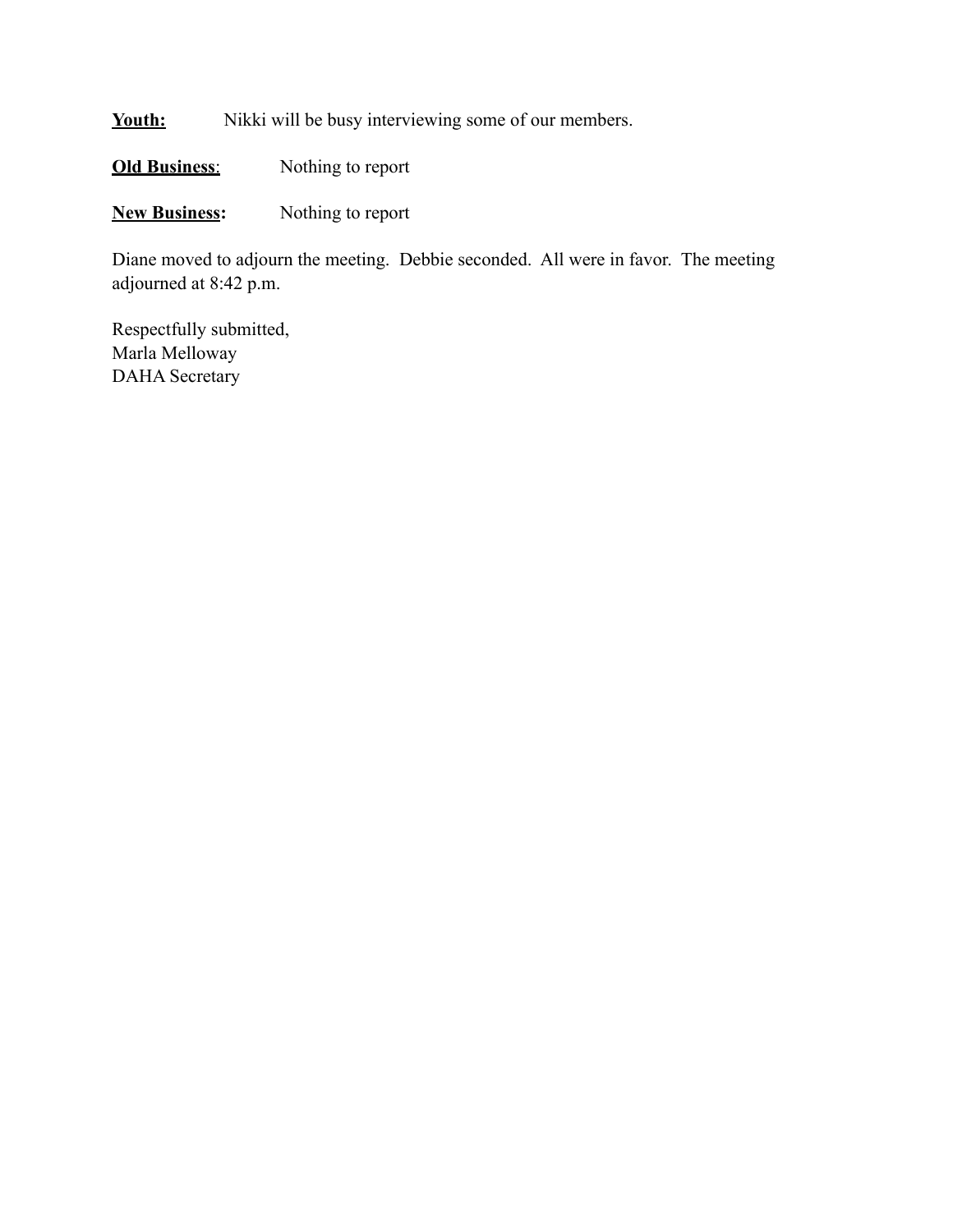**<u>Youth:</u>** Nikki will be busy interviewing some of our members.

**<u>Old Business</u>**: Nothing to report

**<u>New Business</u>:** Nothing to report

Diane moved to adjourn the meeting. Debbie seconded. All were in favor. The meeting adjourned at 8:42 p.m.

Respectfully submitted,
Marla Melloway
DAHA Secretary